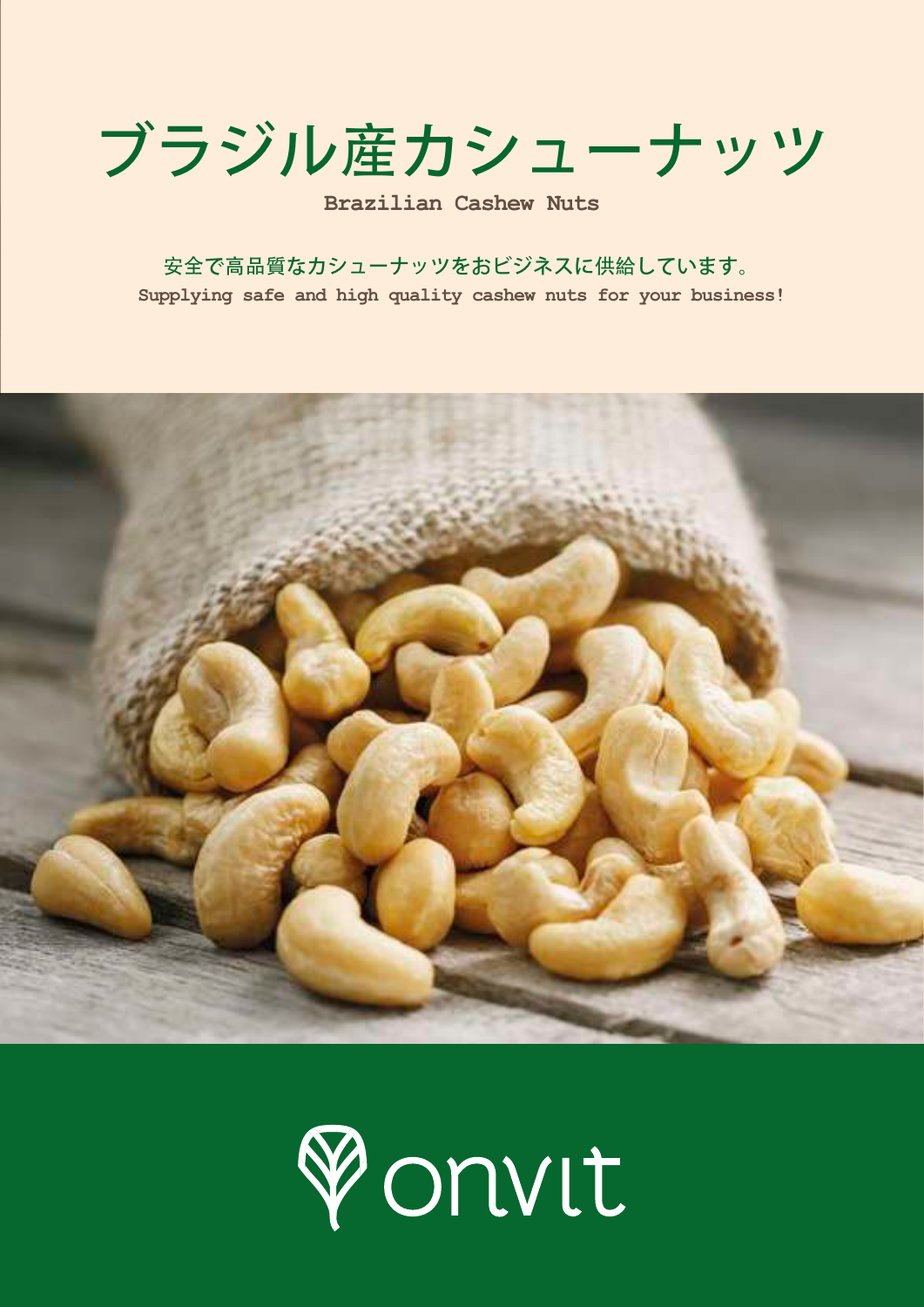# ブラジル産カシューナッツ

**Brazilian Cashew Nuts**

安全で高品質なカシューナッツをおビジネスに供給しています。

**Supplying safe and high quality cashew nuts for your business!**

onvit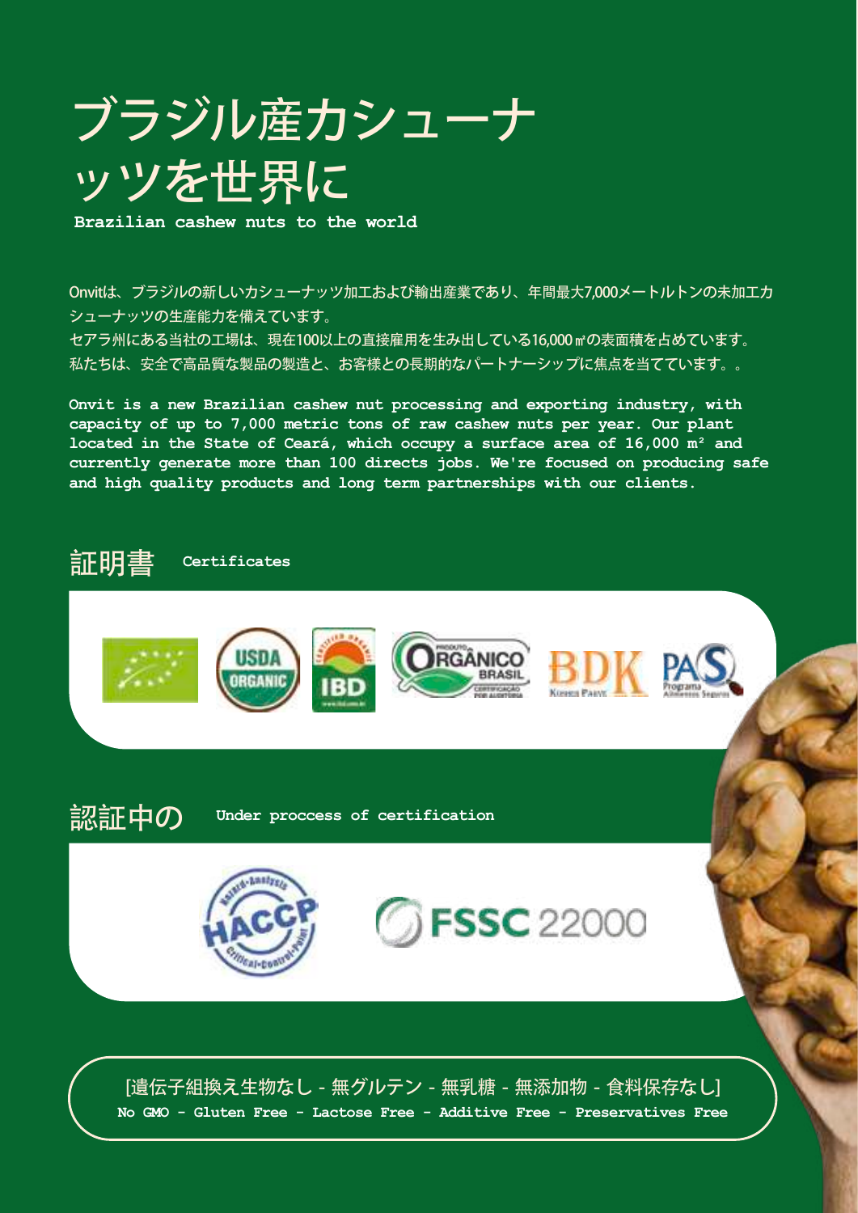# ブラジル産カシューナッツを世界に

**Brazilian cashew nuts to the world**

Onvitは、ブラジルの新しいカシューナッツ加工および輸出産業であり、年間最大7,000メートルトンの未加工カシューナッツの生産能力を備えています。
セアラ州にある当社の工場は、現在100以上の直接雇用を生み出している16,000㎡の表面積を占めています。
私たちは、安全で高品質な製品の製造と、お客様との長期的なパートナーシップに焦点を当てています。。

**Onvit is a new Brazilian cashew nut processing and exporting industry, with capacity of up to 7,000 metric tons of raw cashew nuts per year. Our plant located in the State of Ceará, which occupy a surface area of 16,000 m² and currently generate more than 100 directs jobs. We're focused on producing safe and high quality products and long term partnerships with our clients.**

## 証明書 Certificates

USDA ORGANIC · IBD · ORGÂNICO BRASIL · BDK · PAS

## 認証中の Under proccess of certification

HACCP · FSSC 22000

[遺伝子組換え生物なし - 無グルテン - 無乳糖 - 無添加物 - 食料保存なし]

**No GMO - Gluten Free - Lactose Free - Additive Free - Preservatives Free**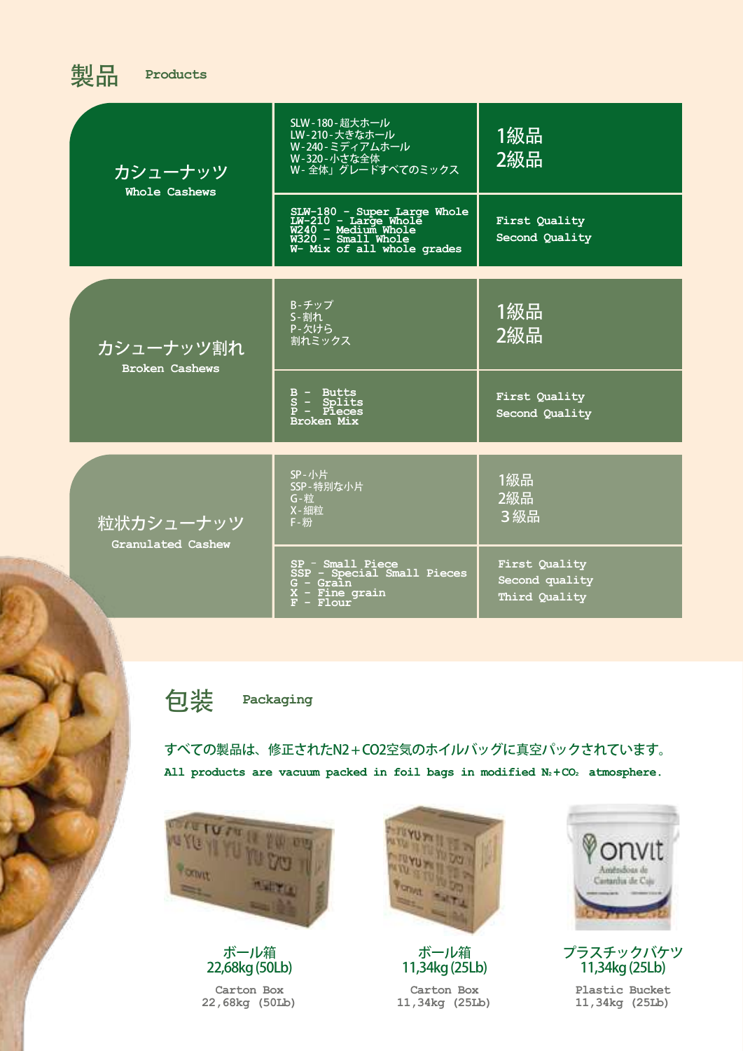## 製品 Products

| | | |
|---|---|---|
| カシューナッツ<br>Whole Cashews | SLW-180-超大ホール<br>LW-210-大きなホール<br>W-240-ミディアムホール<br>W-320-小さな全体<br>W- 全体」グレードすべてのミックス | 1級品<br>2級品 |
| | SLW-180 - Super Large Whole<br>LW-210 - Large Whole<br>W240 - Medium Whole<br>W320 - Small Whole<br>W- Mix of all whole grades | First Quality<br>Second Quality |
| カシューナッツ割れ<br>Broken Cashews | B-チップ<br>S-割れ<br>P-欠けら<br>割れミックス | 1級品<br>2級品 |
| | B - Butts<br>S - Splits<br>P - Pieces<br>Broken Mix | First Quality<br>Second Quality |
| 粒状カシューナッツ<br>Granulated Cashew | SP-小片<br>SSP-特別な小片<br>G-粒<br>X-細粒<br>F-粉 | 1級品<br>2級品<br>３級品 |
| | SP - Small Piece<br>SSP - Special Small Pieces<br>G - Grain<br>X - Fine grain<br>F - Flour | First Quality<br>Second quality<br>Third Quality |

## 包装 Packaging

すべての製品は、修正されたN2＋CO2空気のホイルバッグに真空パックされています。

**All products are vacuum packed in foil bags in modified $N_2$+$CO_2$ atmosphere.**

ボール箱
22,68kg (50Lb)

Carton Box
22,68kg (50Lb)

ボール箱
11,34kg (25Lb)

Carton Box
11,34kg (25Lb)

プラスチックバケツ
11,34kg (25Lb)

Plastic Bucket
11,34kg (25Lb)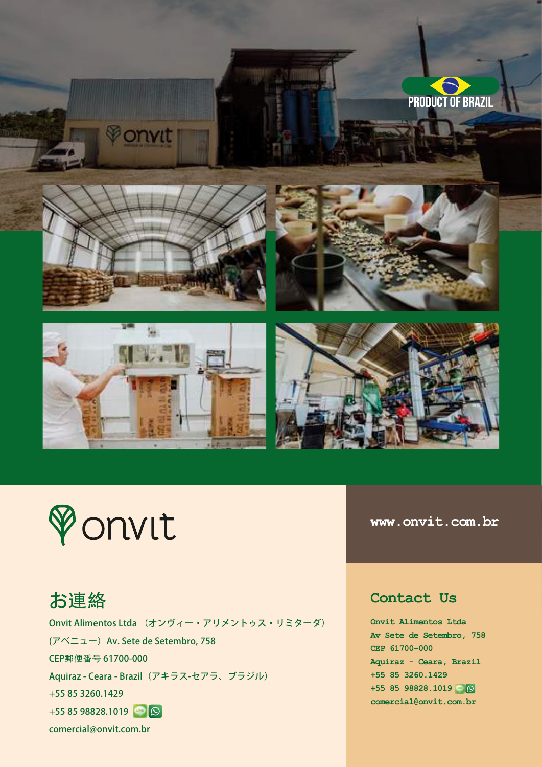PRODUCT OF BRAZIL

onvit

www.onvit.com.br

## お連絡

Onvit Alimentos Ltda（オンヴィー・アリメントゥス・リミターダ）

(アベニュー）Av. Sete de Setembro, 758

CEP郵便番号 61700-000

Aquiraz - Ceara - Brazil（アキラス-セアラ、ブラジル）

+55 85 3260.1429

+55 85 98828.1019

comercial@onvit.com.br

## Contact Us

**Onvit Alimentos Ltda**

**Av Sete de Setembro, 758**

**CEP 61700-000**

**Aquiraz - Ceara, Brazil**

**+55 85 3260.1429**

**+55 85 98828.1019**

**comercial@onvit.com.br**